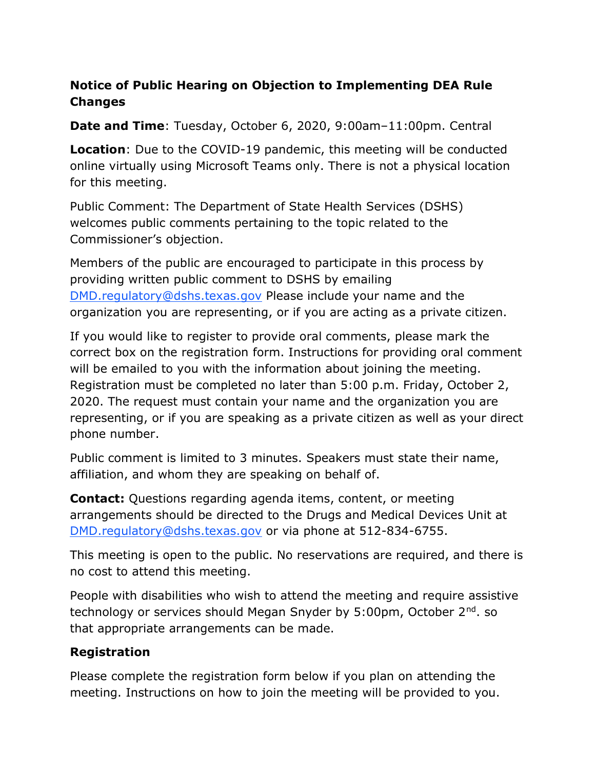**Notice of Public Hearing on Objection to Implementing DEA Rule Changes**

**Date and Time**: Tuesday, October 6, 2020, 9:00am–11:00pm. Central

**Location**: Due to the COVID-19 pandemic, this meeting will be conducted online virtually using Microsoft Teams only. There is not a physical location for this meeting.

Public Comment: The Department of State Health Services (DSHS) welcomes public comments pertaining to the topic related to the Commissioner's objection.

Members of the public are encouraged to participate in this process by providing written public comment to DSHS by emailing DMD.regulatory@dshs.texas.gov Please include your name and the organization you are representing, or if you are acting as a private citizen.

If you would like to register to provide oral comments, please mark the correct box on the registration form. Instructions for providing oral comment will be emailed to you with the information about joining the meeting. Registration must be completed no later than 5:00 p.m. Friday, October 2, 2020. The request must contain your name and the organization you are representing, or if you are speaking as a private citizen as well as your direct phone number.

Public comment is limited to 3 minutes. Speakers must state their name, affiliation, and whom they are speaking on behalf of.

**Contact:** Questions regarding agenda items, content, or meeting arrangements should be directed to the Drugs and Medical Devices Unit at DMD.regulatory@dshs.texas.gov or via phone at 512-834-6755.

This meeting is open to the public. No reservations are required, and there is no cost to attend this meeting.

People with disabilities who wish to attend the meeting and require assistive technology or services should Megan Snyder by 5:00pm, October 2nd. so that appropriate arrangements can be made.

**Registration**

Please complete the registration form below if you plan on attending the meeting. Instructions on how to join the meeting will be provided to you.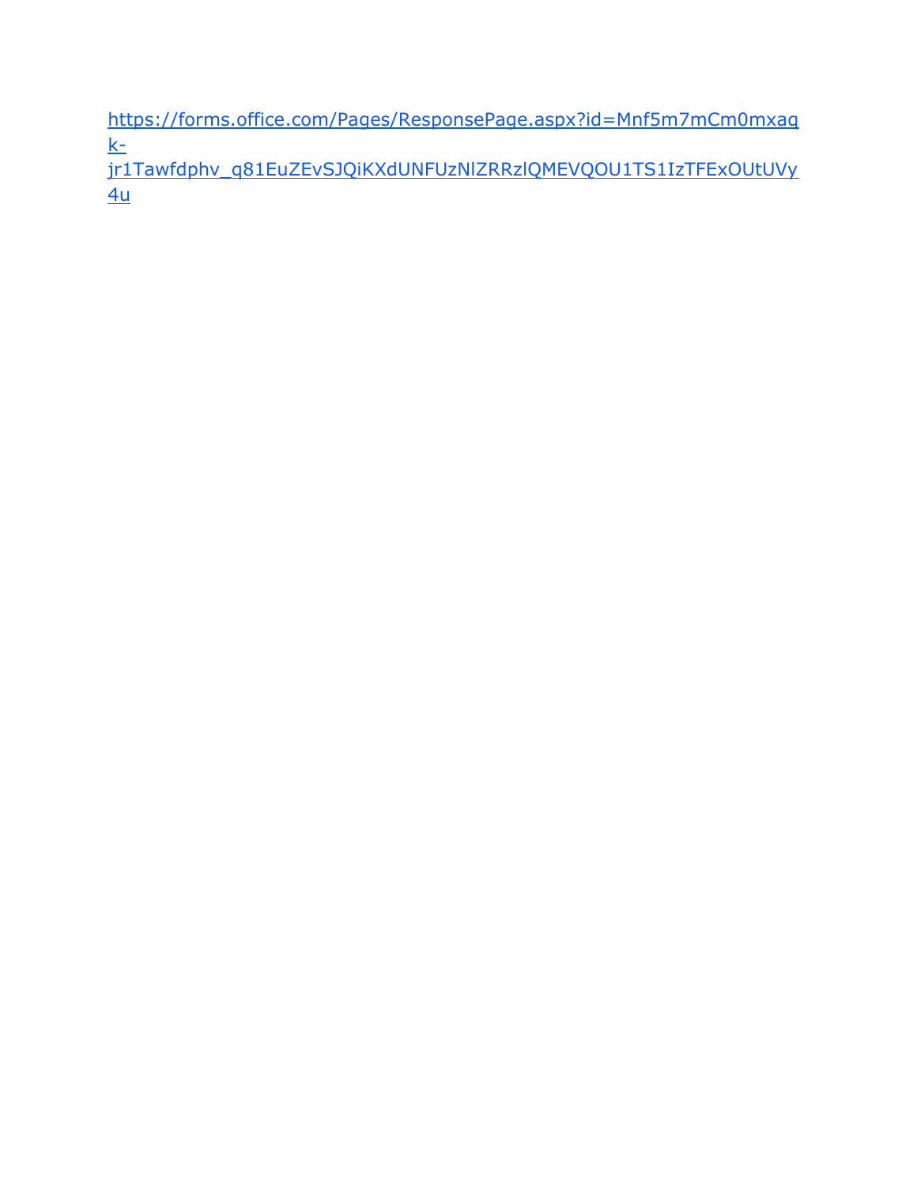https://forms.office.com/Pages/ResponsePage.aspx?id=Mnf5m7mCm0mxaqk-jr1Tawfdphv_q81EuZEvSJQiKXdUNFUzNlZRRzlQMEVQOU1TS1IzTFExOUtUVy4u